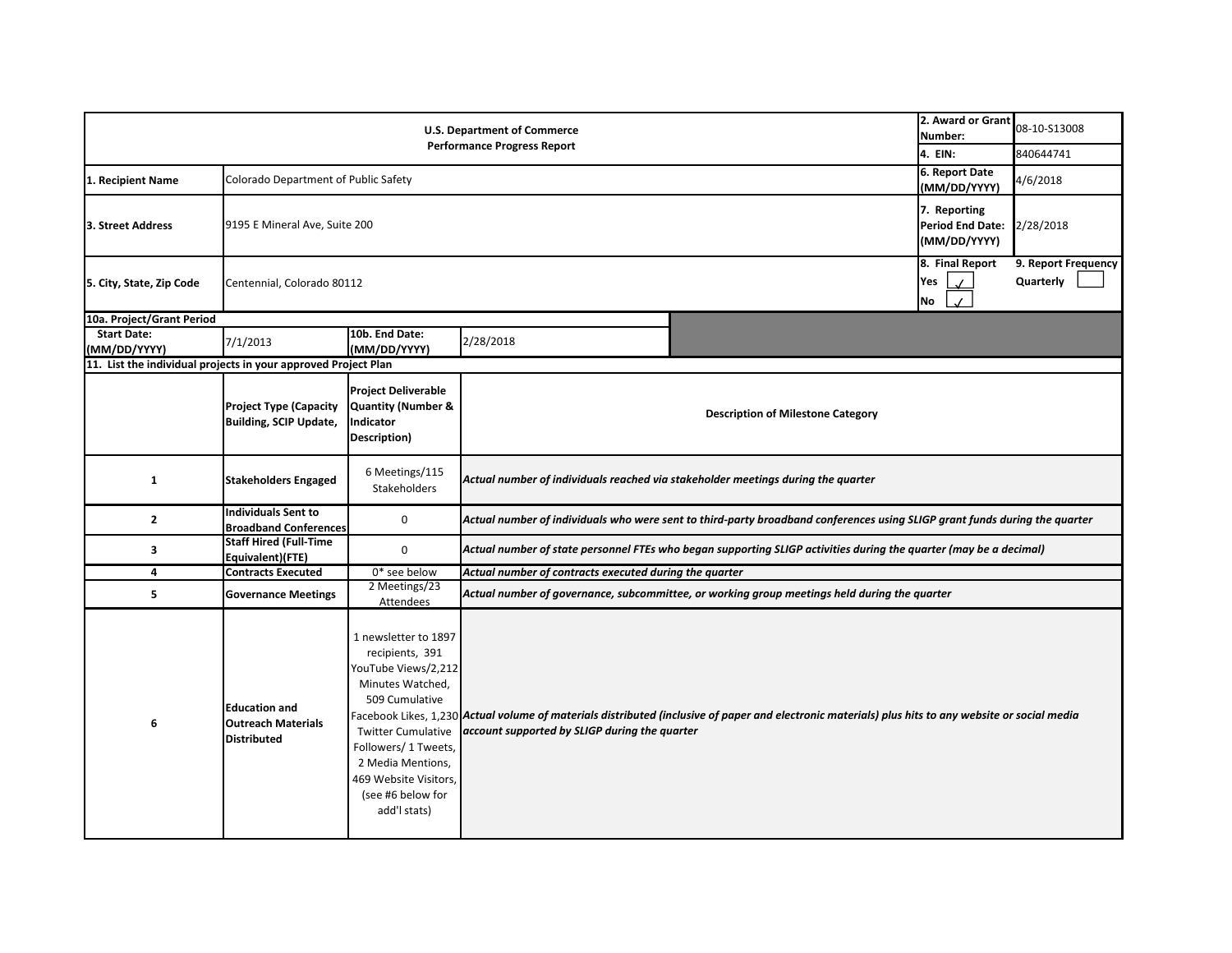| U.S. Department of Commerce<br>Performance Progress Report | | | | 2. Award or Grant Number: | 08-10-S13008 |
|---|---|---|---|---|---|
| | | | | 4. EIN: | 840644741 |
| 1. Recipient Name | Colorado Department of Public Safety | | | 6. Report Date (MM/DD/YYYY) | 4/6/2018 |
| 3. Street Address | 9195 E Mineral Ave, Suite 200 | | | 7. Reporting Period End Date: (MM/DD/YYYY) | 2/28/2018 |
| 5. City, State, Zip Code | Centennial, Colorado 80112 | | | 8. Final Report<br>Yes ✓<br>No ✓ | 9. Report Frequency<br>Quarterly |
| 10a. Project/Grant Period | | | | | |
| Start Date: (MM/DD/YYYY) | 7/1/2013 | 10b. End Date: (MM/DD/YYYY) | 2/28/2018 | | |

**11. List the individual projects in your approved Project Plan**

| | Project Type (Capacity Building, SCIP Update, | Project Deliverable Quantity (Number & Indicator Description) | Description of Milestone Category |
|---|---|---|---|
| 1 | Stakeholders Engaged | 6 Meetings/115 Stakeholders | *Actual number of individuals reached via stakeholder meetings during the quarter* |
| 2 | Individuals Sent to Broadband Conferences | 0 | *Actual number of individuals who were sent to third-party broadband conferences using SLIGP grant funds during the quarter* |
| 3 | Staff Hired (Full-Time Equivalent)(FTE) | 0 | *Actual number of state personnel FTEs who began supporting SLIGP activities during the quarter (may be a decimal)* |
| 4 | Contracts Executed | 0* see below | *Actual number of contracts executed during the quarter* |
| 5 | Governance Meetings | 2 Meetings/23 Attendees | *Actual number of governance, subcommittee, or working group meetings held during the quarter* |
| 6 | Education and Outreach Materials Distributed | 1 newsletter to 1897 recipients, 391 YouTube Views/2,212 Minutes Watched, 509 Cumulative Facebook Likes, 1,230 Twitter Cumulative Followers/ 1 Tweets, 2 Media Mentions, 469 Website Visitors, (see #6 below for add'l stats) | *Actual volume of materials distributed (inclusive of paper and electronic materials) plus hits to any website or social media account supported by SLIGP during the quarter* |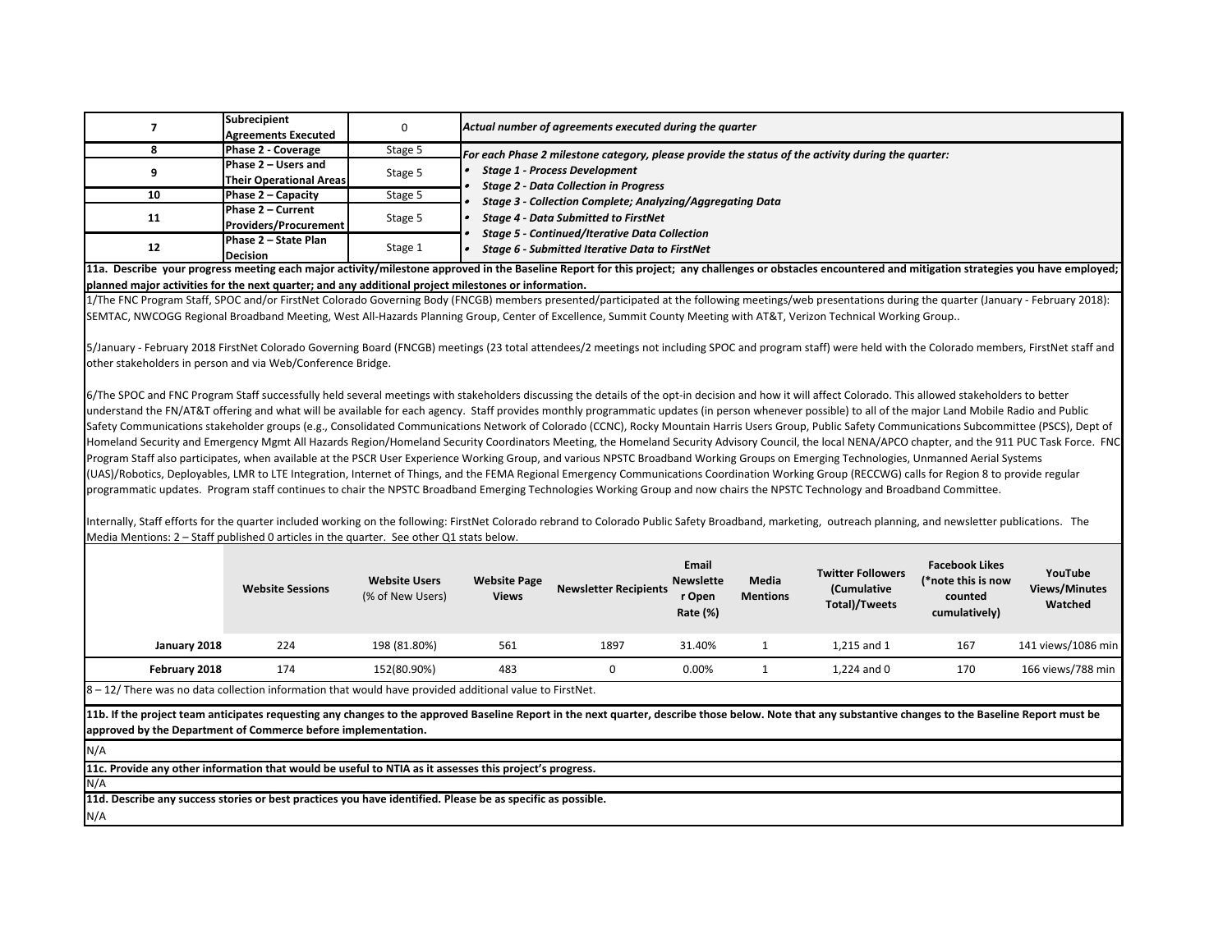| | | | |
|---|---|---|---|
| 7 | Subrecipient Agreements Executed | 0 | *Actual number of agreements executed during the quarter* |
| 8 | Phase 2 - Coverage | Stage 5 | *For each Phase 2 milestone category, please provide the status of the activity during the quarter:* • *Stage 1 - Process Development* • *Stage 2 - Data Collection in Progress* • *Stage 3 - Collection Complete; Analyzing/Aggregating Data* • *Stage 4 - Data Submitted to FirstNet* • *Stage 5 - Continued/Iterative Data Collection* • *Stage 6 - Submitted Iterative Data to FirstNet* |
| 9 | Phase 2 – Users and Their Operational Areas | Stage 5 | |
| 10 | Phase 2 – Capacity | Stage 5 | |
| 11 | Phase 2 – Current Providers/Procurement | Stage 5 | |
| 12 | Phase 2 – State Plan Decision | Stage 1 | |

**11a. Describe your progress meeting each major activity/milestone approved in the Baseline Report for this project; any challenges or obstacles encountered and mitigation strategies you have employed; planned major activities for the next quarter; and any additional project milestones or information.**

1/The FNC Program Staff, SPOC and/or FirstNet Colorado Governing Body (FNCGB) members presented/participated at the following meetings/web presentations during the quarter (January - February 2018): SEMTAC, NWCOGG Regional Broadband Meeting, West All-Hazards Planning Group, Center of Excellence, Summit County Meeting with AT&T, Verizon Technical Working Group..

5/January - February 2018 FirstNet Colorado Governing Board (FNCGB) meetings (23 total attendees/2 meetings not including SPOC and program staff) were held with the Colorado members, FirstNet staff and other stakeholders in person and via Web/Conference Bridge.

6/The SPOC and FNC Program Staff successfully held several meetings with stakeholders discussing the details of the opt-in decision and how it will affect Colorado. This allowed stakeholders to better understand the FN/AT&T offering and what will be available for each agency. Staff provides monthly programmatic updates (in person whenever possible) to all of the major Land Mobile Radio and Public Safety Communications stakeholder groups (e.g., Consolidated Communications Network of Colorado (CCNC), Rocky Mountain Harris Users Group, Public Safety Communications Subcommittee (PSCS), Dept of Homeland Security and Emergency Mgmt All Hazards Region/Homeland Security Coordinators Meeting, the Homeland Security Advisory Council, the local NENA/APCO chapter, and the 911 PUC Task Force. FNC Program Staff also participates, when available at the PSCR User Experience Working Group, and various NPSTC Broadband Working Groups on Emerging Technologies, Unmanned Aerial Systems (UAS)/Robotics, Deployables, LMR to LTE Integration, Internet of Things, and the FEMA Regional Emergency Communications Coordination Working Group (RECCWG) calls for Region 8 to provide regular programmatic updates. Program staff continues to chair the NPSTC Broadband Emerging Technologies Working Group and now chairs the NPSTC Technology and Broadband Committee.

Internally, Staff efforts for the quarter included working on the following: FirstNet Colorado rebrand to Colorado Public Safety Broadband, marketing, outreach planning, and newsletter publications. The Media Mentions: 2 – Staff published 0 articles in the quarter. See other Q1 stats below.

| | Website Sessions | Website Users (% of New Users) | Website Page Views | Newsletter Recipients | Email Newsletter Open Rate (%) | Media Mentions | Twitter Followers (Cumulative Total)/Tweets | Facebook Likes (*note this is now counted cumulatively) | YouTube Views/Minutes Watched |
|---|---|---|---|---|---|---|---|---|---|
| January 2018 | 224 | 198 (81.80%) | 561 | 1897 | 31.40% | 1 | 1,215 and 1 | 167 | 141 views/1086 min |
| February 2018 | 174 | 152(80.90%) | 483 | 0 | 0.00% | 1 | 1,224 and 0 | 170 | 166 views/788 min |

8 – 12/ There was no data collection information that would have provided additional value to FirstNet.

**11b. If the project team anticipates requesting any changes to the approved Baseline Report in the next quarter, describe those below. Note that any substantive changes to the Baseline Report must be approved by the Department of Commerce before implementation.**

N/A

**11c. Provide any other information that would be useful to NTIA as it assesses this project's progress.**

N/A

**11d. Describe any success stories or best practices you have identified. Please be as specific as possible.**

N/A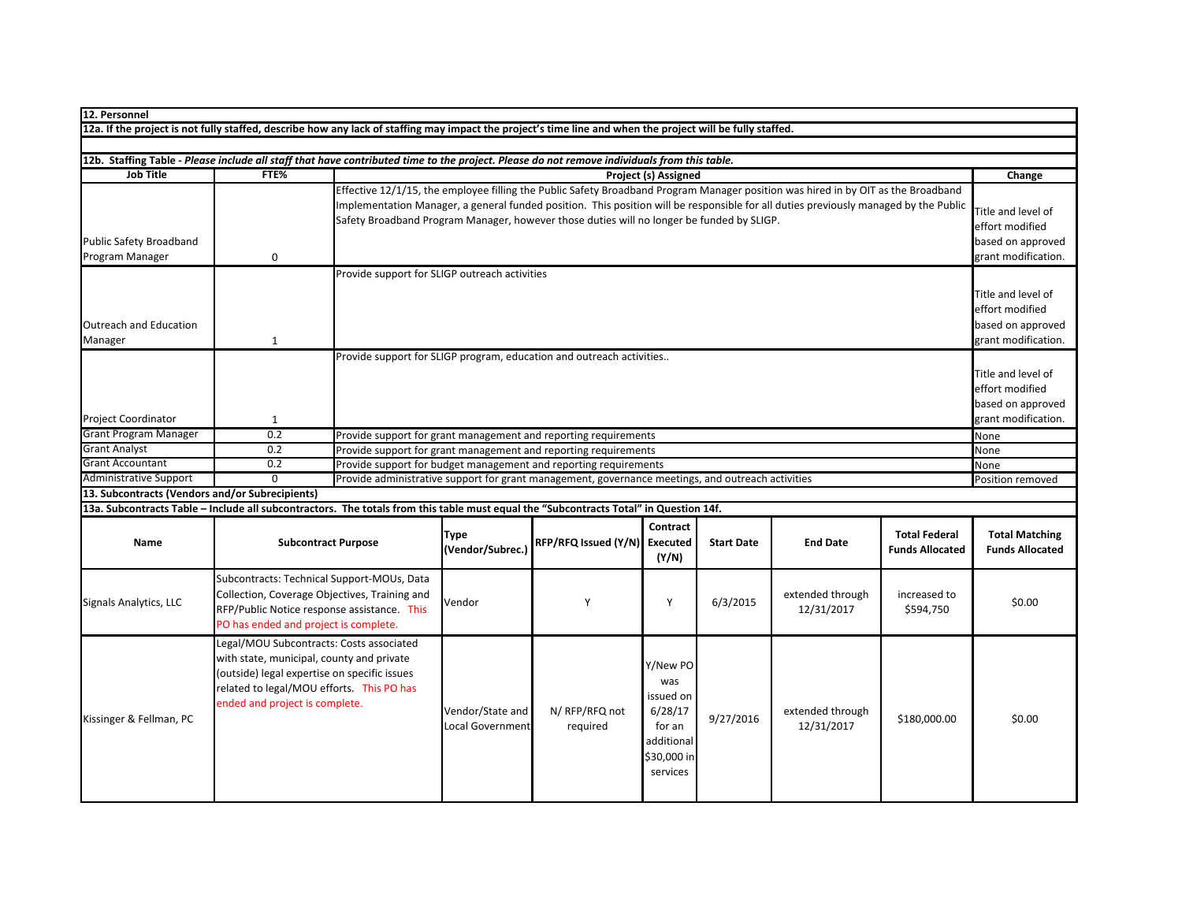## 12. Personnel

**12a. If the project is not fully staffed, describe how any lack of staffing may impact the project's time line and when the project will be fully staffed.**

**12b. Staffing Table -** ***Please include all staff that have contributed time to the project. Please do not remove individuals from this table.***

| Job Title | FTE% | Project (s) Assigned | Change |
|---|---|---|---|
| Public Safety Broadband Program Manager | 0 | Effective 12/1/15, the employee filling the Public Safety Broadband Program Manager position was hired in by OIT as the Broadband Implementation Manager, a general funded position. This position will be responsible for all duties previously managed by the Public Safety Broadband Program Manager, however those duties will no longer be funded by SLIGP. | Title and level of effort modified based on approved grant modification. |
| Outreach and Education Manager | 1 | Provide support for SLIGP outreach activities | Title and level of effort modified based on approved grant modification. |
| Project Coordinator | 1 | Provide support for SLIGP program, education and outreach activities.. | Title and level of effort modified based on approved grant modification. |
| Grant Program Manager | 0.2 | Provide support for grant management and reporting requirements | None |
| Grant Analyst | 0.2 | Provide support for grant management and reporting requirements | None |
| Grant Accountant | 0.2 | Provide support for budget management and reporting requirements | None |
| Administrative Support | 0 | Provide administrative support for grant management, governance meetings, and outreach activities | Position removed |

## 13. Subcontracts (Vendors and/or Subrecipients)

**13a. Subcontracts Table – Include all subcontractors. The totals from this table must equal the "Subcontracts Total" in Question 14f.**

| Name | Subcontract Purpose | Type (Vendor/Subrec.) | RFP/RFQ Issued (Y/N) | Contract Executed (Y/N) | Start Date | End Date | Total Federal Funds Allocated | Total Matching Funds Allocated |
|---|---|---|---|---|---|---|---|---|
| Signals Analytics, LLC | Subcontracts: Technical Support-MOUs, Data Collection, Coverage Objectives, Training and RFP/Public Notice response assistance. This PO has ended and project is complete. | Vendor | Y | Y | 6/3/2015 | extended through 12/31/2017 | increased to $594,750 | $0.00 |
| Kissinger & Fellman, PC | Legal/MOU Subcontracts: Costs associated with state, municipal, county and private (outside) legal expertise on specific issues related to legal/MOU efforts. This PO has ended and project is complete. | Vendor/State and Local Government | N/ RFP/RFQ not required | Y/New PO was issued on 6/28/17 for an additional $30,000 in services | 9/27/2016 | extended through 12/31/2017 | $180,000.00 | $0.00 |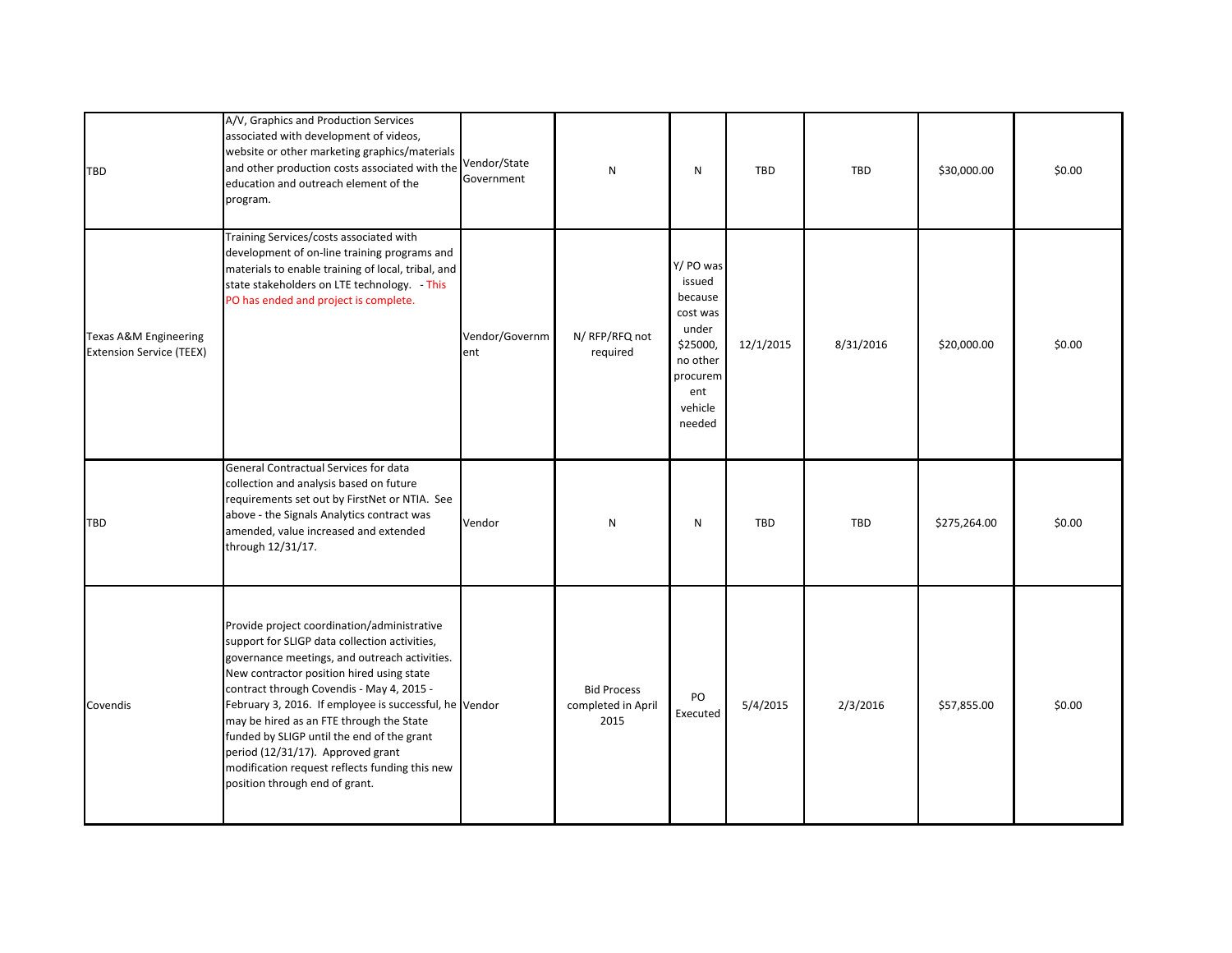| | | | | | | | | |
|---|---|---|---|---|---|---|---|---|
| TBD | A/V, Graphics and Production Services associated with development of videos, website or other marketing graphics/materials and other production costs associated with the education and outreach element of the program. | Vendor/State Government | N | N | TBD | TBD | $30,000.00 | $0.00 |
| Texas A&M Engineering Extension Service (TEEX) | Training Services/costs associated with development of on-line training programs and materials to enable training of local, tribal, and state stakeholders on LTE technology. - This PO has ended and project is complete. | Vendor/Government | N/ RFP/RFQ not required | Y/ PO was issued because cost was under $25000, no other procurement vehicle needed | 12/1/2015 | 8/31/2016 | $20,000.00 | $0.00 |
| TBD | General Contractual Services for data collection and analysis based on future requirements set out by FirstNet or NTIA. See above - the Signals Analytics contract was amended, value increased and extended through 12/31/17. | Vendor | N | N | TBD | TBD | $275,264.00 | $0.00 |
| Covendis | Provide project coordination/administrative support for SLIGP data collection activities, governance meetings, and outreach activities. New contractor position hired using state contract through Covendis - May 4, 2015 - February 3, 2016. If employee is successful, he may be hired as an FTE through the State funded by SLIGP until the end of the grant period (12/31/17). Approved grant modification request reflects funding this new position through end of grant. | Vendor | Bid Process completed in April 2015 | PO Executed | 5/4/2015 | 2/3/2016 | $57,855.00 | $0.00 |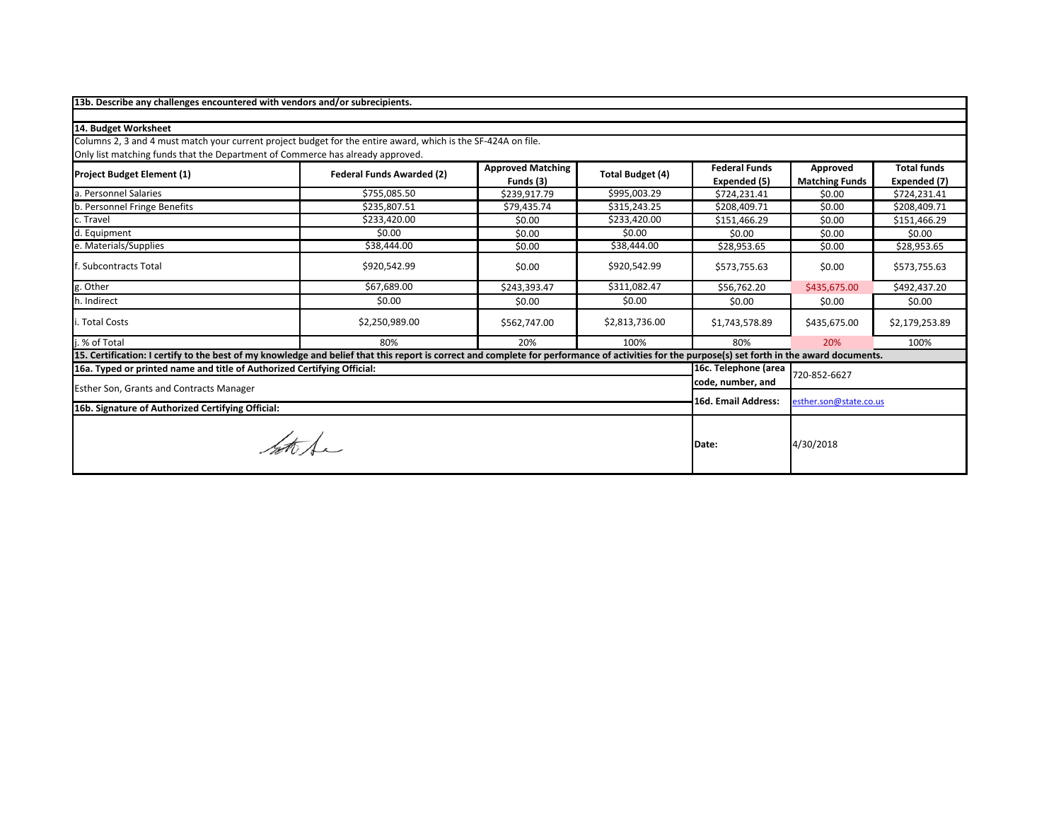**13b. Describe any challenges encountered with vendors and/or subrecipients.**

**14. Budget Worksheet**

Columns 2, 3 and 4 must match your current project budget for the entire award, which is the SF-424A on file.
Only list matching funds that the Department of Commerce has already approved.

| Project Budget Element (1) | Federal Funds Awarded (2) | Approved Matching Funds (3) | Total Budget (4) | Federal Funds Expended (5) | Approved Matching Funds | Total funds Expended (7) |
|---|---|---|---|---|---|---|
| a. Personnel Salaries | $755,085.50 | $239,917.79 | $995,003.29 | $724,231.41 | $0.00 | $724,231.41 |
| b. Personnel Fringe Benefits | $235,807.51 | $79,435.74 | $315,243.25 | $208,409.71 | $0.00 | $208,409.71 |
| c. Travel | $233,420.00 | $0.00 | $233,420.00 | $151,466.29 | $0.00 | $151,466.29 |
| d. Equipment | $0.00 | $0.00 | $0.00 | $0.00 | $0.00 | $0.00 |
| e. Materials/Supplies | $38,444.00 | $0.00 | $38,444.00 | $28,953.65 | $0.00 | $28,953.65 |
| f. Subcontracts Total | $920,542.99 | $0.00 | $920,542.99 | $573,755.63 | $0.00 | $573,755.63 |
| g. Other | $67,689.00 | $243,393.47 | $311,082.47 | $56,762.20 | $435,675.00 | $492,437.20 |
| h. Indirect | $0.00 | $0.00 | $0.00 | $0.00 | $0.00 | $0.00 |
| i. Total Costs | $2,250,989.00 | $562,747.00 | $2,813,736.00 | $1,743,578.89 | $435,675.00 | $2,179,253.89 |
| j. % of Total | 80% | 20% | 100% | 80% | 20% | 100% |

**15. Certification: I certify to the best of my knowledge and belief that this report is correct and complete for performance of activities for the purpose(s) set forth in the award documents.**

| | | |
|---|---|---|
| **16a. Typed or printed name and title of Authorized Certifying Official:** | **16c. Telephone (area code, number, and** | 720-852-6627 |
| Esther Son, Grants and Contracts Manager | **16d. Email Address:** | esther.son@state.co.us |
| **16b. Signature of Authorized Certifying Official:** | | |
| [Signature] | **Date:** | 4/30/2018 |